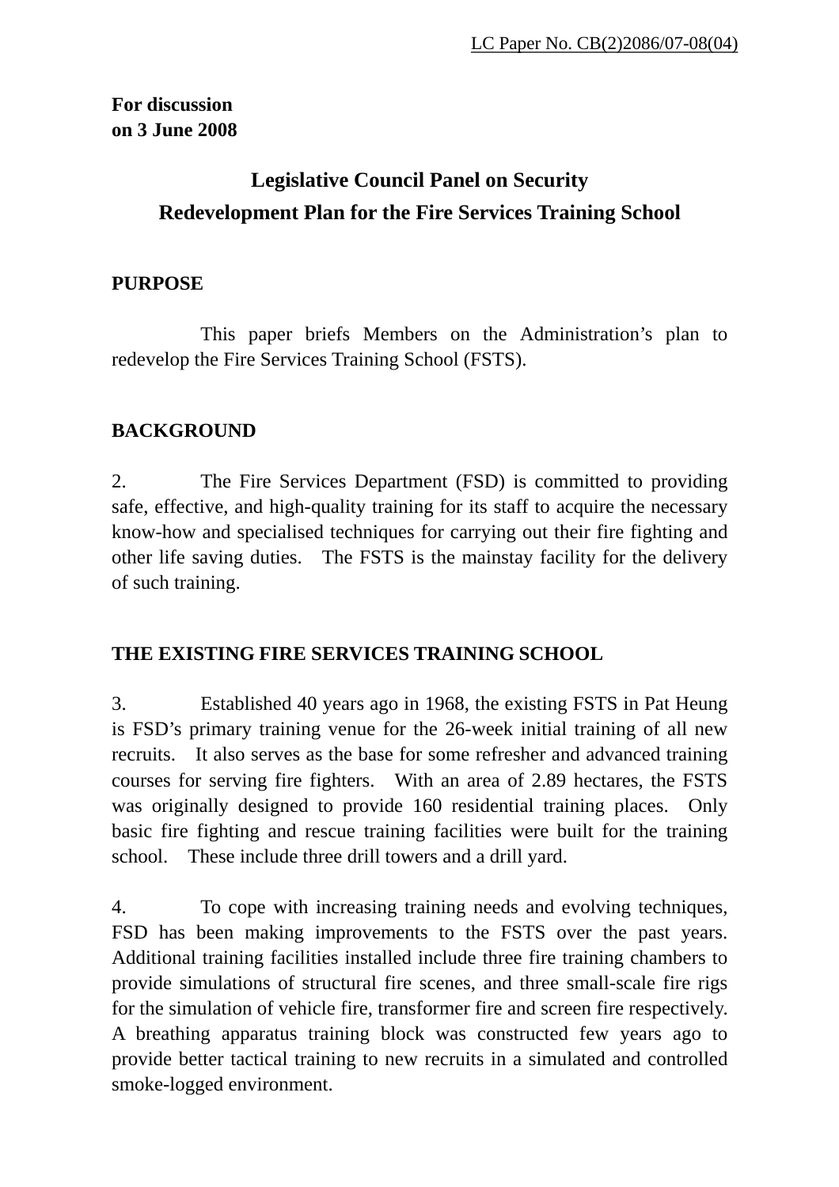LC Paper No. CB(2)2086/07-08(04)

**For discussion**
**on 3 June 2008**

# Legislative Council Panel on Security
# Redevelopment Plan for the Fire Services Training School

## PURPOSE

This paper briefs Members on the Administration's plan to redevelop the Fire Services Training School (FSTS).

## BACKGROUND

2. The Fire Services Department (FSD) is committed to providing safe, effective, and high-quality training for its staff to acquire the necessary know-how and specialised techniques for carrying out their fire fighting and other life saving duties. The FSTS is the mainstay facility for the delivery of such training.

## THE EXISTING FIRE SERVICES TRAINING SCHOOL

3. Established 40 years ago in 1968, the existing FSTS in Pat Heung is FSD's primary training venue for the 26-week initial training of all new recruits. It also serves as the base for some refresher and advanced training courses for serving fire fighters. With an area of 2.89 hectares, the FSTS was originally designed to provide 160 residential training places. Only basic fire fighting and rescue training facilities were built for the training school. These include three drill towers and a drill yard.

4. To cope with increasing training needs and evolving techniques, FSD has been making improvements to the FSTS over the past years. Additional training facilities installed include three fire training chambers to provide simulations of structural fire scenes, and three small-scale fire rigs for the simulation of vehicle fire, transformer fire and screen fire respectively. A breathing apparatus training block was constructed few years ago to provide better tactical training to new recruits in a simulated and controlled smoke-logged environment.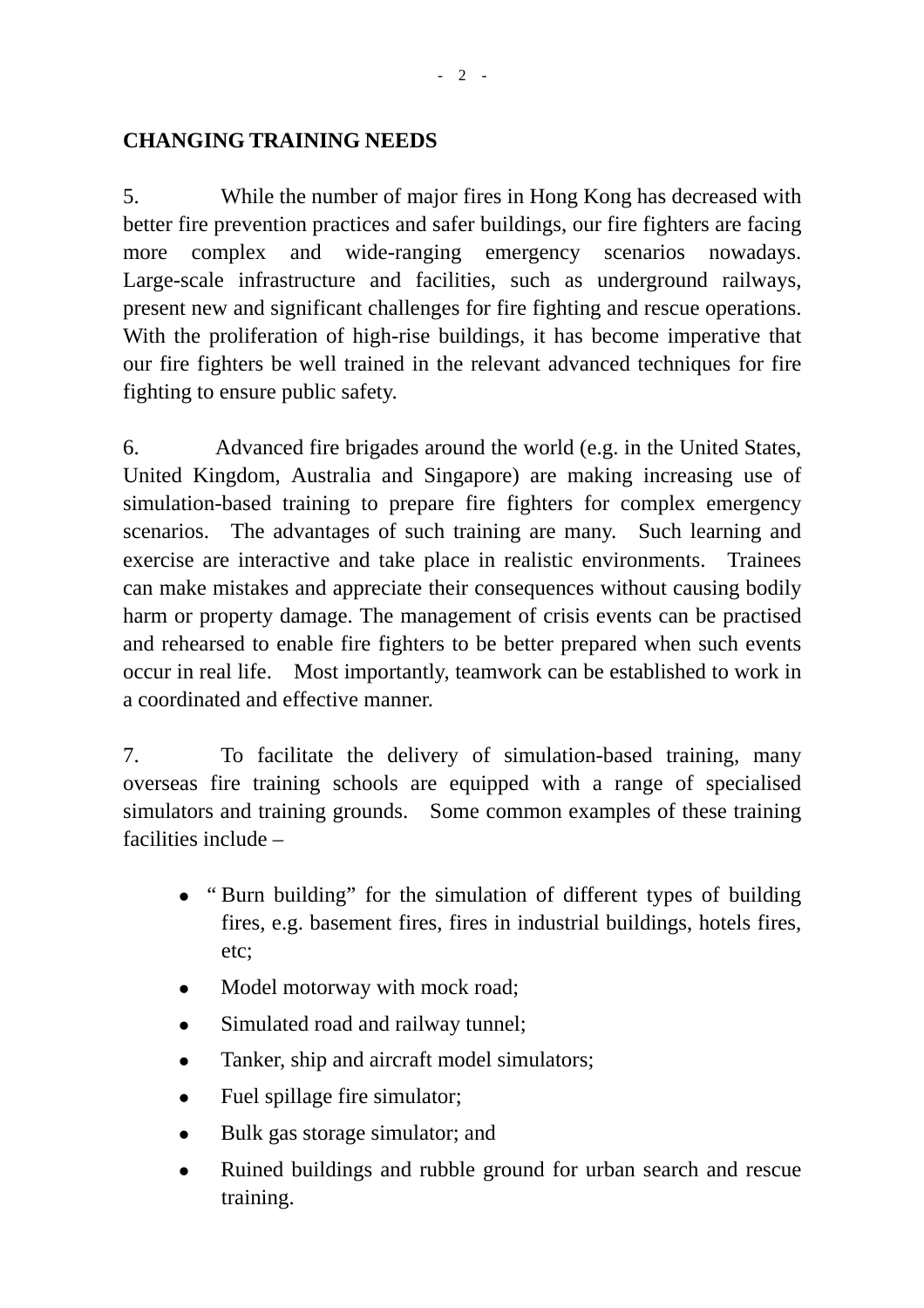## CHANGING TRAINING NEEDS

5. While the number of major fires in Hong Kong has decreased with better fire prevention practices and safer buildings, our fire fighters are facing more complex and wide-ranging emergency scenarios nowadays. Large-scale infrastructure and facilities, such as underground railways, present new and significant challenges for fire fighting and rescue operations. With the proliferation of high-rise buildings, it has become imperative that our fire fighters be well trained in the relevant advanced techniques for fire fighting to ensure public safety.

6. Advanced fire brigades around the world (e.g. in the United States, United Kingdom, Australia and Singapore) are making increasing use of simulation-based training to prepare fire fighters for complex emergency scenarios. The advantages of such training are many. Such learning and exercise are interactive and take place in realistic environments. Trainees can make mistakes and appreciate their consequences without causing bodily harm or property damage. The management of crisis events can be practised and rehearsed to enable fire fighters to be better prepared when such events occur in real life. Most importantly, teamwork can be established to work in a coordinated and effective manner.

7. To facilitate the delivery of simulation-based training, many overseas fire training schools are equipped with a range of specialised simulators and training grounds. Some common examples of these training facilities include –

- "Burn building" for the simulation of different types of building fires, e.g. basement fires, fires in industrial buildings, hotels fires, etc;
- Model motorway with mock road;
- Simulated road and railway tunnel;
- Tanker, ship and aircraft model simulators;
- Fuel spillage fire simulator;
- Bulk gas storage simulator; and
- Ruined buildings and rubble ground for urban search and rescue training.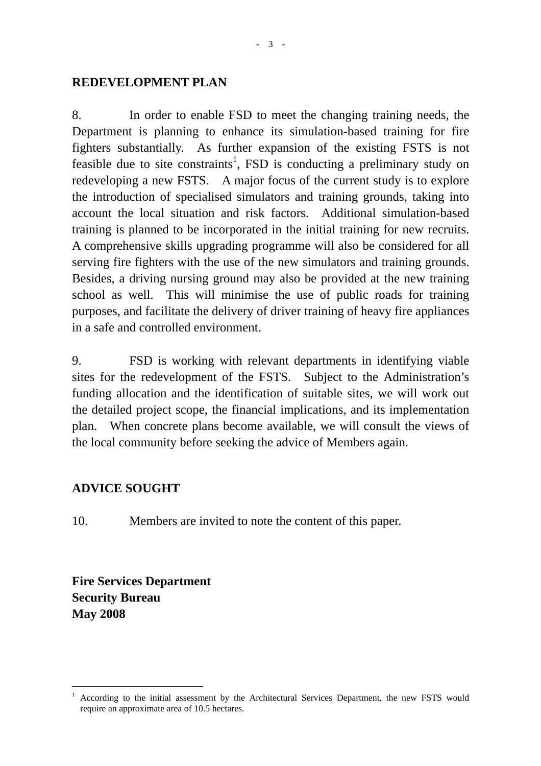**REDEVELOPMENT PLAN**

8. In order to enable FSD to meet the changing training needs, the Department is planning to enhance its simulation-based training for fire fighters substantially. As further expansion of the existing FSTS is not feasible due to site constraints[1], FSD is conducting a preliminary study on redeveloping a new FSTS. A major focus of the current study is to explore the introduction of specialised simulators and training grounds, taking into account the local situation and risk factors. Additional simulation-based training is planned to be incorporated in the initial training for new recruits. A comprehensive skills upgrading programme will also be considered for all serving fire fighters with the use of the new simulators and training grounds. Besides, a driving nursing ground may also be provided at the new training school as well. This will minimise the use of public roads for training purposes, and facilitate the delivery of driver training of heavy fire appliances in a safe and controlled environment.

9. FSD is working with relevant departments in identifying viable sites for the redevelopment of the FSTS. Subject to the Administration's funding allocation and the identification of suitable sites, we will work out the detailed project scope, the financial implications, and its implementation plan. When concrete plans become available, we will consult the views of the local community before seeking the advice of Members again.

**ADVICE SOUGHT**

10. Members are invited to note the content of this paper.

**Fire Services Department**
**Security Bureau**
**May 2008**

---

[1] According to the initial assessment by the Architectural Services Department, the new FSTS would require an approximate area of 10.5 hectares.